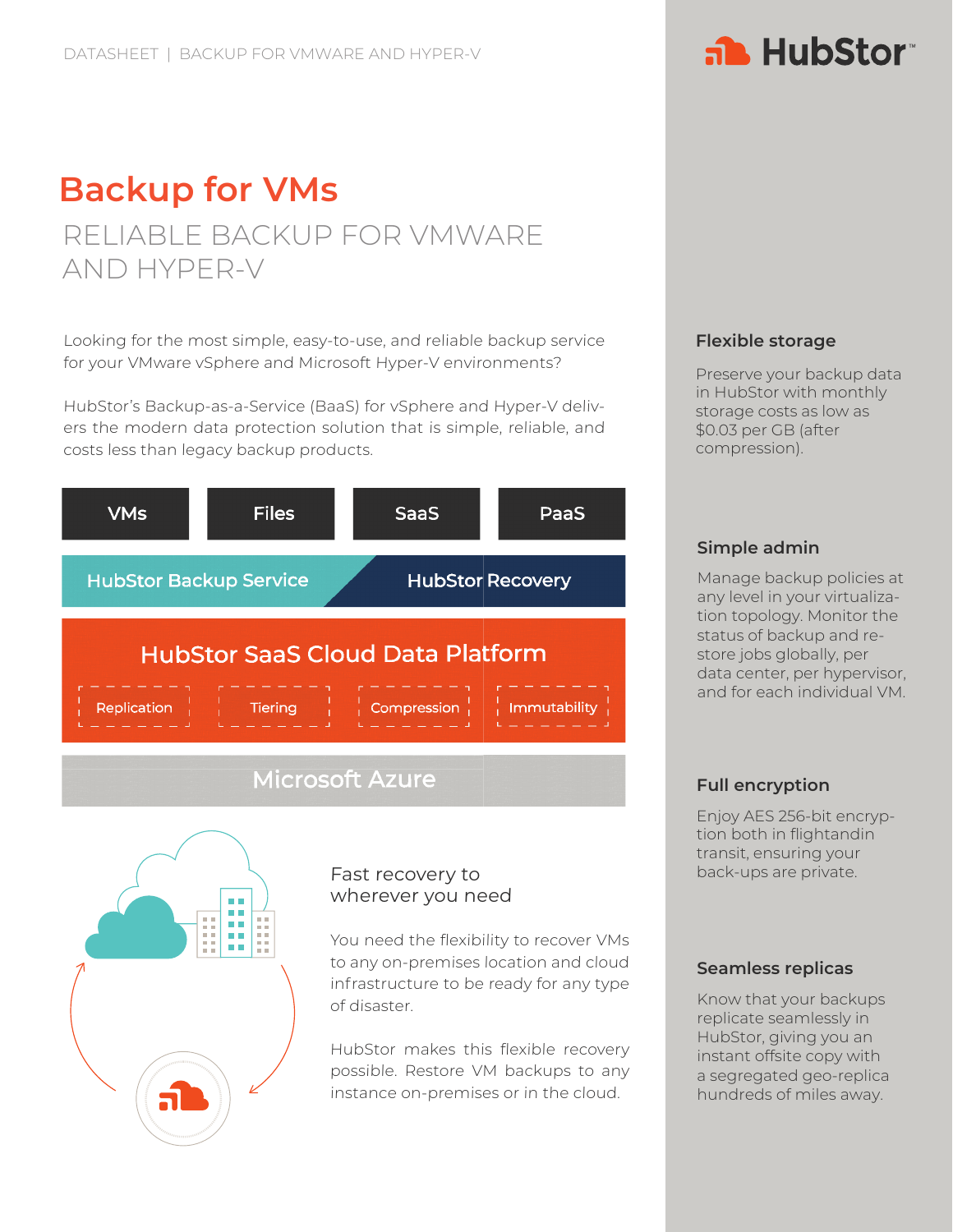DATASHEET | BACKUP FOR VMWARE AND HYPER-V

# Backup for VMs

## RELIABLE BACKUP FOR VMWARE AND HYPER-V

Looking for the most simple, easy-to-use, and reliable backup service for your VMware vSphere and Microsoft Hyper-V environments?

HubStor's Backup-as-a-Service (BaaS) for vSphere and Hyper-V delivers the modern data protection solution that is simple, reliable, and costs less than legacy backup products.

VMs | Files | SaaS | PaaS

HubStor Backup Service | HubStor Recovery

HubStor SaaS Cloud Data Platform

Replication | Tiering | Compression | Immutability

Microsoft Azure

### Fast recovery to wherever you need

You need the flexibility to recover VMs to any on-premises location and cloud infrastructure to be ready for any type of disaster.

HubStor makes this flexible recovery possible. Restore VM backups to any instance on-premises or in the cloud.

### Flexible storage

Preserve your backup data in HubStor with monthly storage costs as low as $0.03 per GB (after compression).

### Simple admin

Manage backup policies at any level in your virtualization topology. Monitor the status of backup and restore jobs globally, per data center, per hypervisor, and for each individual VM.

### Full encryption

Enjoy AES 256-bit encryption both in flightandin transit, ensuring your back-ups are private.

### Seamless replicas

Know that your backups replicate seamlessly in HubStor, giving you an instant offsite copy with a segregated geo-replica hundreds of miles away.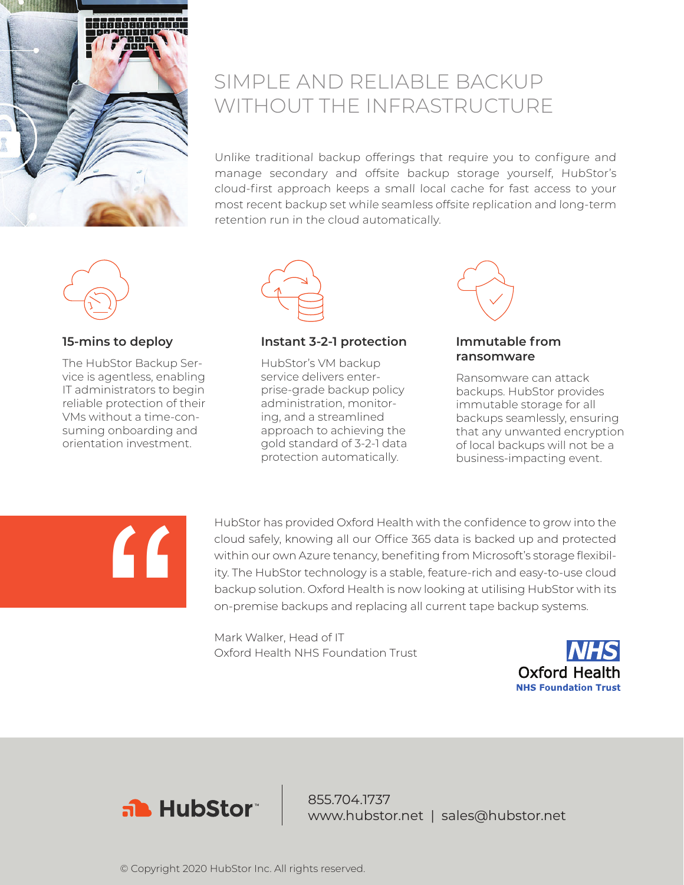# SIMPLE AND RELIABLE BACKUP WITHOUT THE INFRASTRUCTURE

Unlike traditional backup offerings that require you to configure and manage secondary and offsite backup storage yourself, HubStor's cloud-first approach keeps a small local cache for fast access to your most recent backup set while seamless offsite replication and long-term retention run in the cloud automatically.

### 15-mins to deploy

The HubStor Backup Service is agentless, enabling IT administrators to begin reliable protection of their VMs without a time-consuming onboarding and orientation investment.

### Instant 3-2-1 protection

HubStor's VM backup service delivers enterprise-grade backup policy administration, monitoring, and a streamlined approach to achieving the gold standard of 3-2-1 data protection automatically.

### Immutable from ransomware

Ransomware can attack backups. HubStor provides immutable storage for all backups seamlessly, ensuring that any unwanted encryption of local backups will not be a business-impacting event.

> HubStor has provided Oxford Health with the confidence to grow into the cloud safely, knowing all our Office 365 data is backed up and protected within our own Azure tenancy, benefiting from Microsoft's storage flexibility. The HubStor technology is a stable, feature-rich and easy-to-use cloud backup solution. Oxford Health is now looking at utilising HubStor with its on-premise backups and replacing all current tape backup systems.

Mark Walker, Head of IT
Oxford Health NHS Foundation Trust

NHS
Oxford Health
NHS Foundation Trust

HubStor™

855.704.1737
www.hubstor.net | sales@hubstor.net

© Copyright 2020 HubStor Inc. All rights reserved.